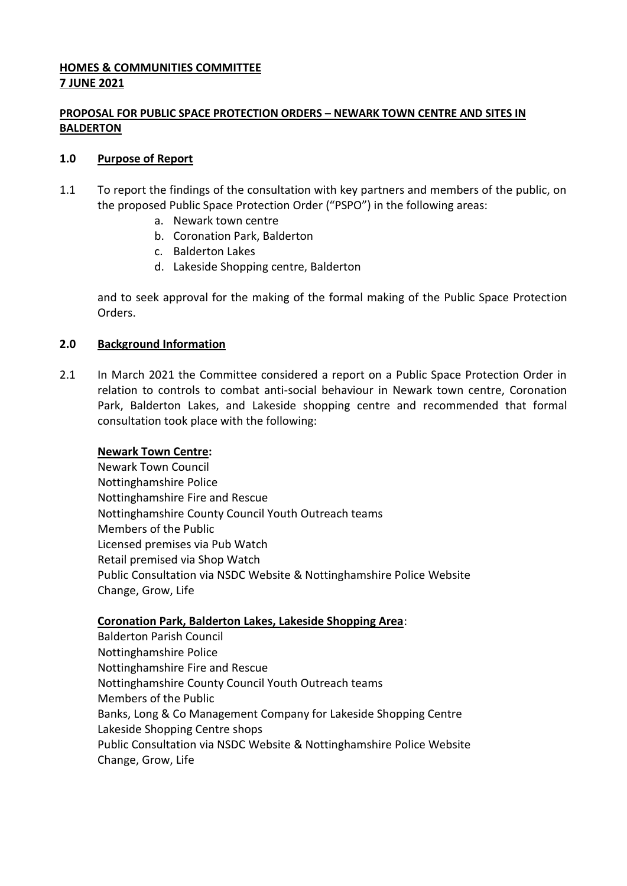**HOMES & COMMUNITIES COMMITTEE**
**7 JUNE 2021**

**PROPOSAL FOR PUBLIC SPACE PROTECTION ORDERS – NEWARK TOWN CENTRE AND SITES IN BALDERTON**

## 1.0 Purpose of Report

1.1 To report the findings of the consultation with key partners and members of the public, on the proposed Public Space Protection Order ("PSPO") in the following areas:

a. Newark town centre
b. Coronation Park, Balderton
c. Balderton Lakes
d. Lakeside Shopping centre, Balderton

and to seek approval for the making of the formal making of the Public Space Protection Orders.

## 2.0 Background Information

2.1 In March 2021 the Committee considered a report on a Public Space Protection Order in relation to controls to combat anti-social behaviour in Newark town centre, Coronation Park, Balderton Lakes, and Lakeside shopping centre and recommended that formal consultation took place with the following:

**Newark Town Centre:**

Newark Town Council
Nottinghamshire Police
Nottinghamshire Fire and Rescue
Nottinghamshire County Council Youth Outreach teams
Members of the Public
Licensed premises via Pub Watch
Retail premised via Shop Watch
Public Consultation via NSDC Website & Nottinghamshire Police Website
Change, Grow, Life

**Coronation Park, Balderton Lakes, Lakeside Shopping Area**:

Balderton Parish Council
Nottinghamshire Police
Nottinghamshire Fire and Rescue
Nottinghamshire County Council Youth Outreach teams
Members of the Public
Banks, Long & Co Management Company for Lakeside Shopping Centre
Lakeside Shopping Centre shops
Public Consultation via NSDC Website & Nottinghamshire Police Website
Change, Grow, Life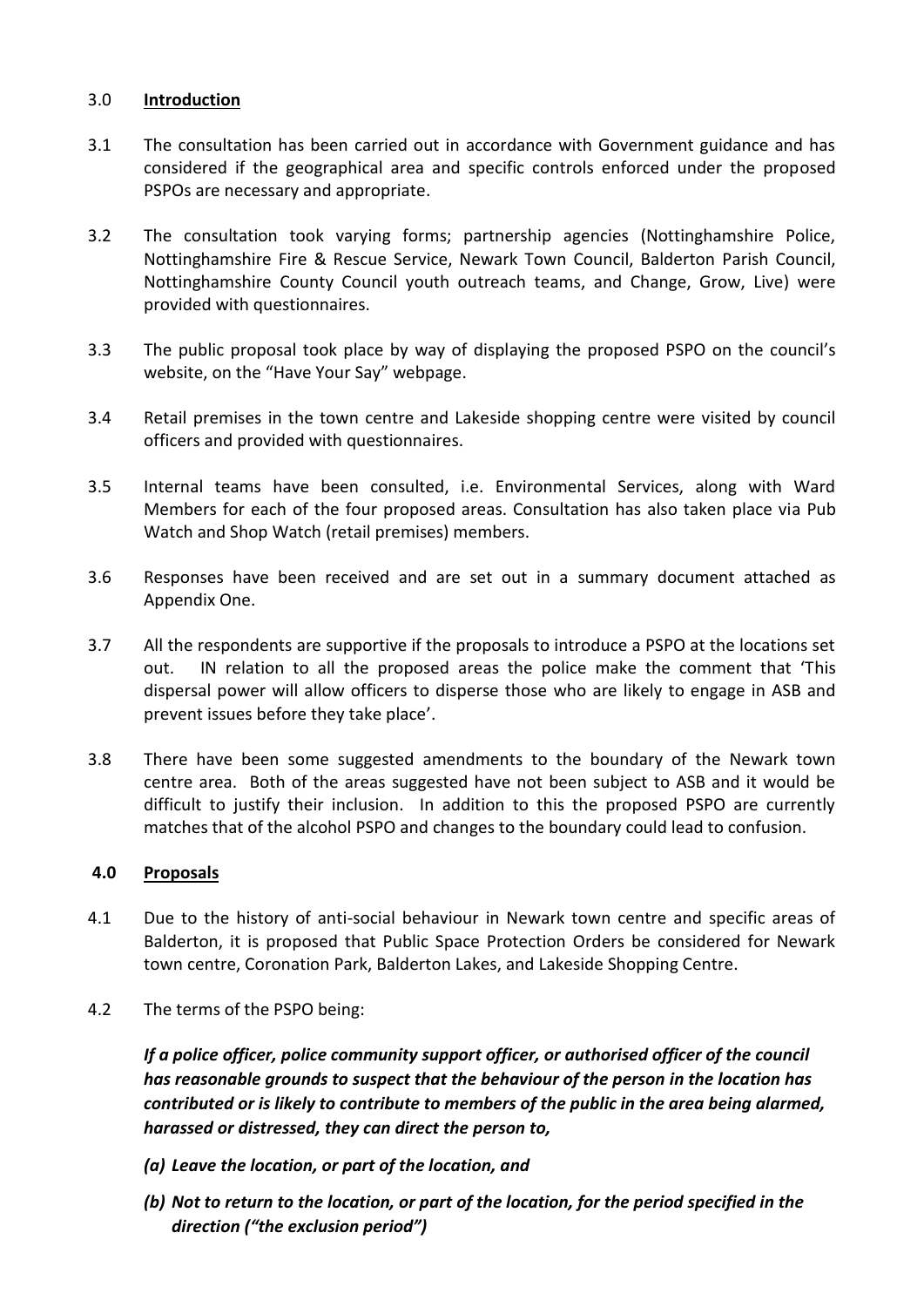## 3.0 Introduction

3.1 The consultation has been carried out in accordance with Government guidance and has considered if the geographical area and specific controls enforced under the proposed PSPOs are necessary and appropriate.

3.2 The consultation took varying forms; partnership agencies (Nottinghamshire Police, Nottinghamshire Fire & Rescue Service, Newark Town Council, Balderton Parish Council, Nottinghamshire County Council youth outreach teams, and Change, Grow, Live) were provided with questionnaires.

3.3 The public proposal took place by way of displaying the proposed PSPO on the council's website, on the "Have Your Say" webpage.

3.4 Retail premises in the town centre and Lakeside shopping centre were visited by council officers and provided with questionnaires.

3.5 Internal teams have been consulted, i.e. Environmental Services, along with Ward Members for each of the four proposed areas. Consultation has also taken place via Pub Watch and Shop Watch (retail premises) members.

3.6 Responses have been received and are set out in a summary document attached as Appendix One.

3.7 All the respondents are supportive if the proposals to introduce a PSPO at the locations set out. IN relation to all the proposed areas the police make the comment that 'This dispersal power will allow officers to disperse those who are likely to engage in ASB and prevent issues before they take place'.

3.8 There have been some suggested amendments to the boundary of the Newark town centre area. Both of the areas suggested have not been subject to ASB and it would be difficult to justify their inclusion. In addition to this the proposed PSPO are currently matches that of the alcohol PSPO and changes to the boundary could lead to confusion.

## 4.0 Proposals

4.1 Due to the history of anti-social behaviour in Newark town centre and specific areas of Balderton, it is proposed that Public Space Protection Orders be considered for Newark town centre, Coronation Park, Balderton Lakes, and Lakeside Shopping Centre.

4.2 The terms of the PSPO being:

***If a police officer, police community support officer, or authorised officer of the council has reasonable grounds to suspect that the behaviour of the person in the location has contributed or is likely to contribute to members of the public in the area being alarmed, harassed or distressed, they can direct the person to,***

***(a) Leave the location, or part of the location, and***

***(b) Not to return to the location, or part of the location, for the period specified in the direction ("the exclusion period")***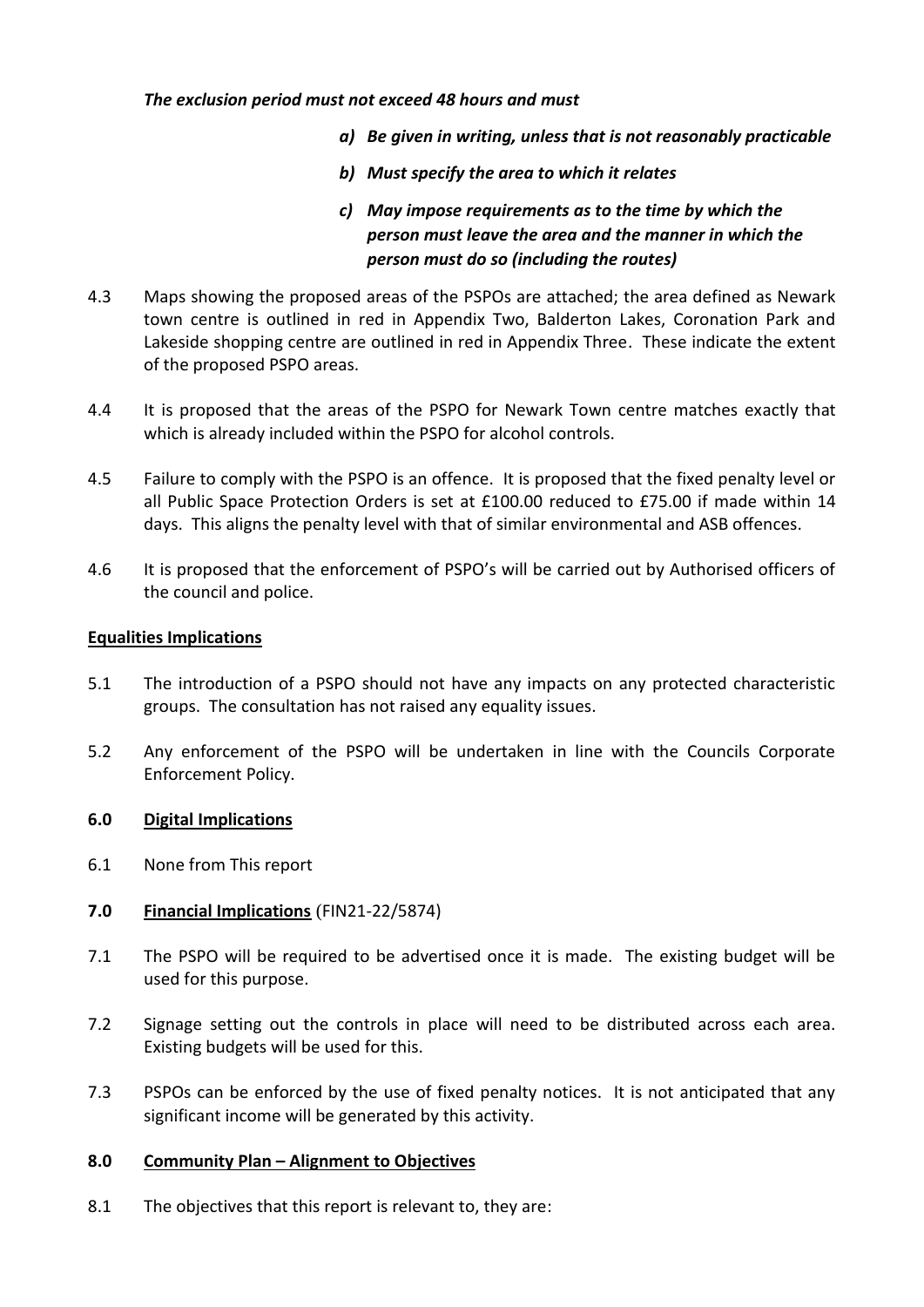***The exclusion period must not exceed 48 hours and must***

- ***a) Be given in writing, unless that is not reasonably practicable***
- ***b) Must specify the area to which it relates***
- ***c) May impose requirements as to the time by which the person must leave the area and the manner in which the person must do so (including the routes)***

4.3 Maps showing the proposed areas of the PSPOs are attached; the area defined as Newark town centre is outlined in red in Appendix Two, Balderton Lakes, Coronation Park and Lakeside shopping centre are outlined in red in Appendix Three. These indicate the extent of the proposed PSPO areas.

4.4 It is proposed that the areas of the PSPO for Newark Town centre matches exactly that which is already included within the PSPO for alcohol controls.

4.5 Failure to comply with the PSPO is an offence. It is proposed that the fixed penalty level or all Public Space Protection Orders is set at £100.00 reduced to £75.00 if made within 14 days. This aligns the penalty level with that of similar environmental and ASB offences.

4.6 It is proposed that the enforcement of PSPO's will be carried out by Authorised officers of the council and police.

**Equalities Implications**

5.1 The introduction of a PSPO should not have any impacts on any protected characteristic groups. The consultation has not raised any equality issues.

5.2 Any enforcement of the PSPO will be undertaken in line with the Councils Corporate Enforcement Policy.

## 6.0 Digital Implications

6.1 None from This report

## 7.0 Financial Implications (FIN21-22/5874)

7.1 The PSPO will be required to be advertised once it is made. The existing budget will be used for this purpose.

7.2 Signage setting out the controls in place will need to be distributed across each area. Existing budgets will be used for this.

7.3 PSPOs can be enforced by the use of fixed penalty notices. It is not anticipated that any significant income will be generated by this activity.

## 8.0 Community Plan – Alignment to Objectives

8.1 The objectives that this report is relevant to, they are: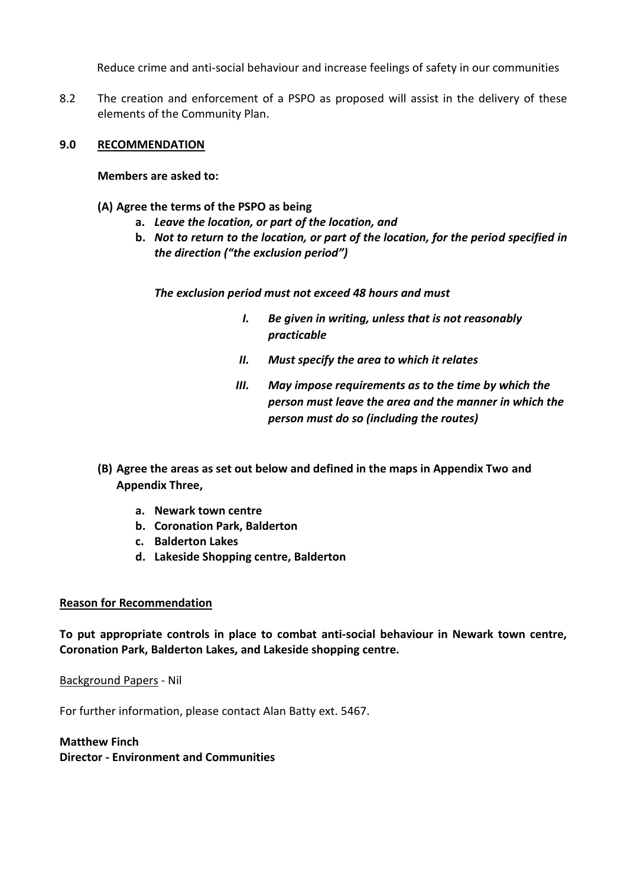Reduce crime and anti-social behaviour and increase feelings of safety in our communities

8.2 The creation and enforcement of a PSPO as proposed will assist in the delivery of these elements of the Community Plan.

## 9.0 RECOMMENDATION

**Members are asked to:**

**(A) Agree the terms of the PSPO as being**

**a.** ***Leave the location, or part of the location, and***

**b.** ***Not to return to the location, or part of the location, for the period specified in the direction ("the exclusion period")***

***The exclusion period must not exceed 48 hours and must***

- ***I. Be given in writing, unless that is not reasonably practicable***
- ***II. Must specify the area to which it relates***
- ***III. May impose requirements as to the time by which the person must leave the area and the manner in which the person must do so (including the routes)***

**(B) Agree the areas as set out below and defined in the maps in Appendix Two and Appendix Three,**

**a. Newark town centre**

**b. Coronation Park, Balderton**

**c. Balderton Lakes**

**d. Lakeside Shopping centre, Balderton**

**Reason for Recommendation**

**To put appropriate controls in place to combat anti-social behaviour in Newark town centre, Coronation Park, Balderton Lakes, and Lakeside shopping centre.**

Background Papers - Nil

For further information, please contact Alan Batty ext. 5467.

**Matthew Finch**
**Director - Environment and Communities**